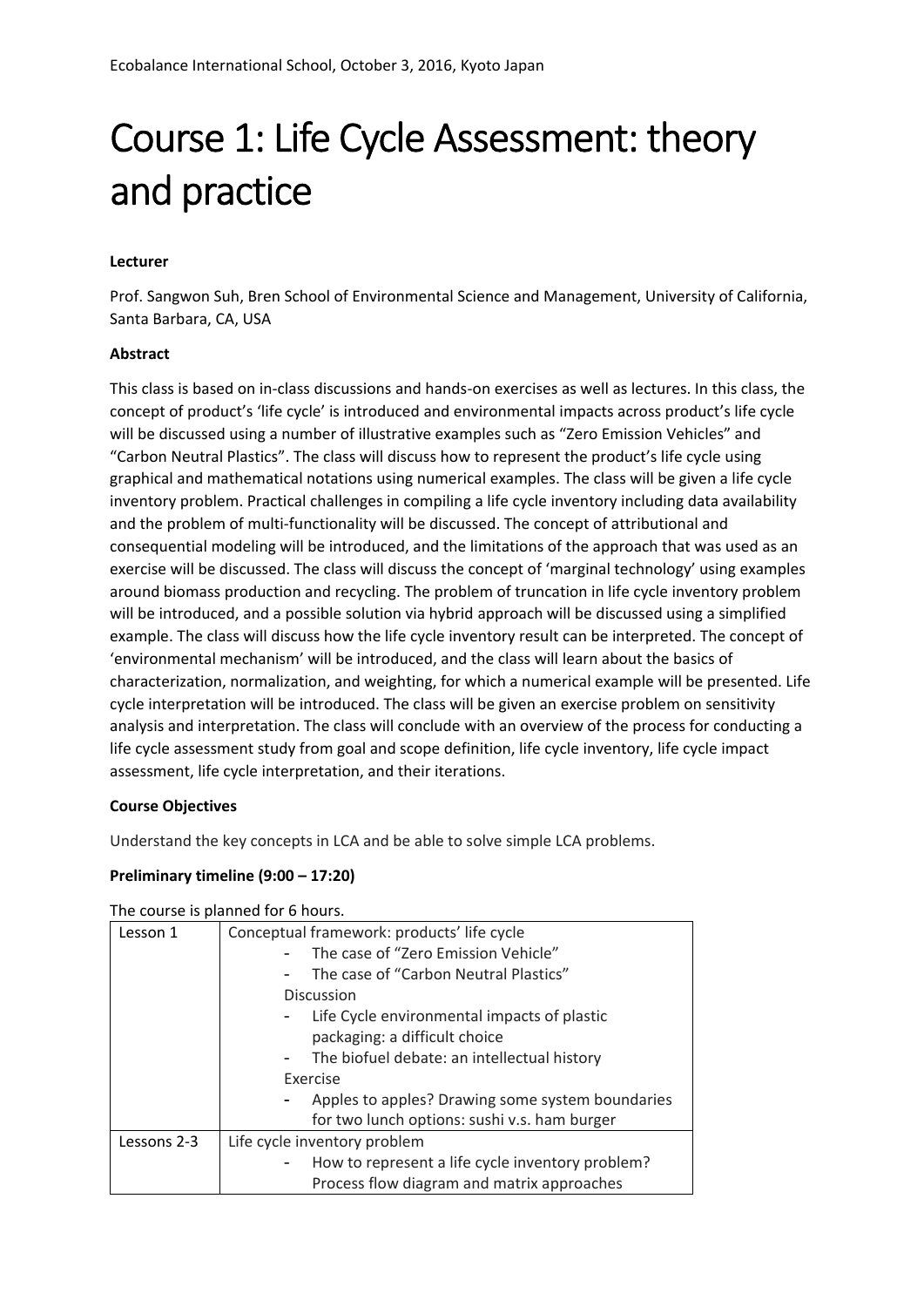Ecobalance International School, October 3, 2016, Kyoto Japan

# Course 1: Life Cycle Assessment: theory and practice

**Lecturer**

Prof. Sangwon Suh, Bren School of Environmental Science and Management, University of California, Santa Barbara, CA, USA

**Abstract**

This class is based on in-class discussions and hands-on exercises as well as lectures. In this class, the concept of product's 'life cycle' is introduced and environmental impacts across product's life cycle will be discussed using a number of illustrative examples such as "Zero Emission Vehicles" and "Carbon Neutral Plastics". The class will discuss how to represent the product's life cycle using graphical and mathematical notations using numerical examples. The class will be given a life cycle inventory problem. Practical challenges in compiling a life cycle inventory including data availability and the problem of multi-functionality will be discussed. The concept of attributional and consequential modeling will be introduced, and the limitations of the approach that was used as an exercise will be discussed. The class will discuss the concept of 'marginal technology' using examples around biomass production and recycling. The problem of truncation in life cycle inventory problem will be introduced, and a possible solution via hybrid approach will be discussed using a simplified example. The class will discuss how the life cycle inventory result can be interpreted. The concept of 'environmental mechanism' will be introduced, and the class will learn about the basics of characterization, normalization, and weighting, for which a numerical example will be presented. Life cycle interpretation will be introduced. The class will be given an exercise problem on sensitivity analysis and interpretation. The class will conclude with an overview of the process for conducting a life cycle assessment study from goal and scope definition, life cycle inventory, life cycle impact assessment, life cycle interpretation, and their iterations.

**Course Objectives**

Understand the key concepts in LCA and be able to solve simple LCA problems.

**Preliminary timeline (9:00 – 17:20)**

The course is planned for 6 hours.

| | |
|---|---|
| Lesson 1 | Conceptual framework: products' life cycle<br>- The case of "Zero Emission Vehicle"<br>- The case of "Carbon Neutral Plastics"<br>Discussion<br>- Life Cycle environmental impacts of plastic packaging: a difficult choice<br>- The biofuel debate: an intellectual history<br>Exercise<br>- Apples to apples? Drawing some system boundaries for two lunch options: sushi v.s. ham burger |
| Lessons 2-3 | Life cycle inventory problem<br>- How to represent a life cycle inventory problem? Process flow diagram and matrix approaches |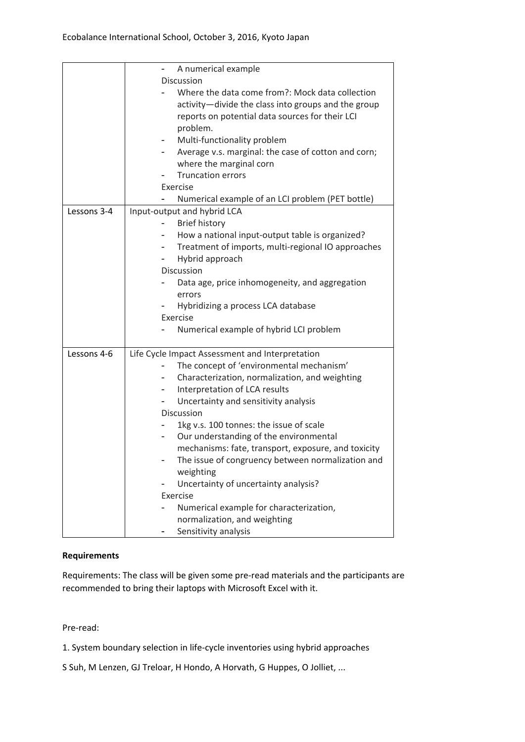| | |
|---|---|
| | - A numerical example<br>Discussion<br>- Where the data come from?: Mock data collection activity—divide the class into groups and the group reports on potential data sources for their LCI problem.<br>- Multi-functionality problem<br>- Average v.s. marginal: the case of cotton and corn; where the marginal corn<br>- Truncation errors<br>Exercise<br>- Numerical example of an LCI problem (PET bottle) |
| Lessons 3-4 | Input-output and hybrid LCA<br>- Brief history<br>- How a national input-output table is organized?<br>- Treatment of imports, multi-regional IO approaches<br>- Hybrid approach<br>Discussion<br>- Data age, price inhomogeneity, and aggregation errors<br>- Hybridizing a process LCA database<br>Exercise<br>- Numerical example of hybrid LCI problem |
| Lessons 4-6 | Life Cycle Impact Assessment and Interpretation<br>- The concept of 'environmental mechanism'<br>- Characterization, normalization, and weighting<br>- Interpretation of LCA results<br>- Uncertainty and sensitivity analysis<br>Discussion<br>- 1kg v.s. 100 tonnes: the issue of scale<br>- Our understanding of the environmental mechanisms: fate, transport, exposure, and toxicity<br>- The issue of congruency between normalization and weighting<br>- Uncertainty of uncertainty analysis?<br>Exercise<br>- Numerical example for characterization, normalization, and weighting<br>- Sensitivity analysis |

**Requirements**

Requirements: The class will be given some pre-read materials and the participants are recommended to bring their laptops with Microsoft Excel with it.

Pre-read:

1. System boundary selection in life-cycle inventories using hybrid approaches

S Suh, M Lenzen, GJ Treloar, H Hondo, A Horvath, G Huppes, O Jolliet, ...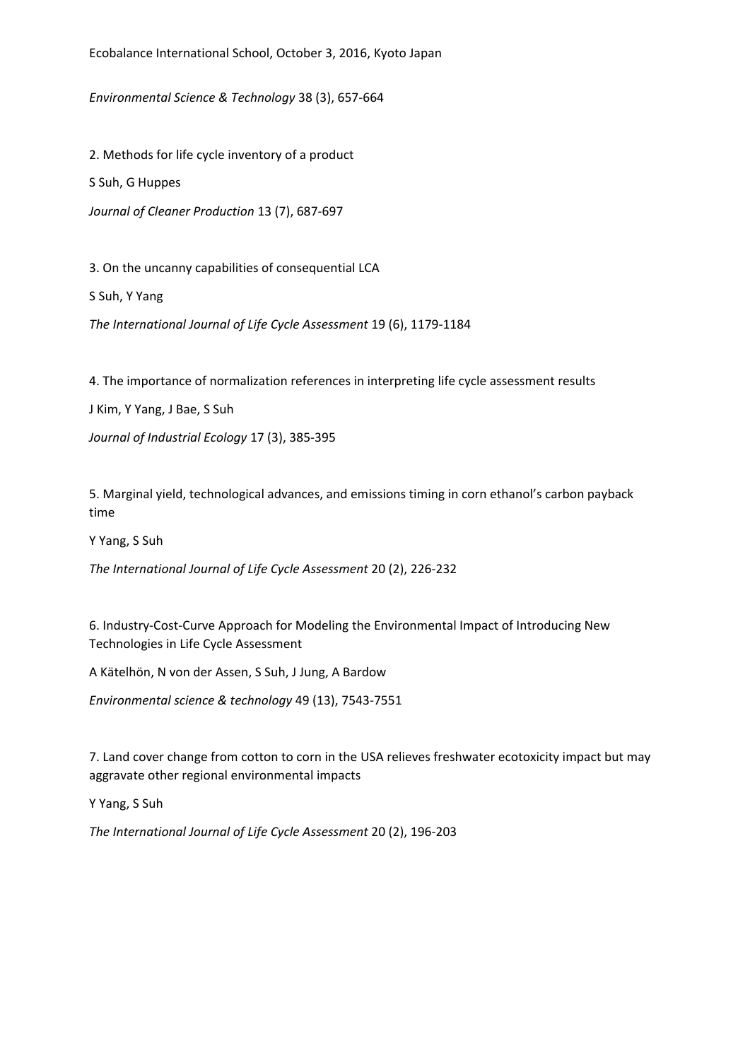*Environmental Science & Technology* 38 (3), 657-664

2. Methods for life cycle inventory of a product

S Suh, G Huppes

*Journal of Cleaner Production* 13 (7), 687-697

3. On the uncanny capabilities of consequential LCA

S Suh, Y Yang

*The International Journal of Life Cycle Assessment* 19 (6), 1179-1184

4. The importance of normalization references in interpreting life cycle assessment results

J Kim, Y Yang, J Bae, S Suh

*Journal of Industrial Ecology* 17 (3), 385-395

5. Marginal yield, technological advances, and emissions timing in corn ethanol's carbon payback time

Y Yang, S Suh

*The International Journal of Life Cycle Assessment* 20 (2), 226-232

6. Industry-Cost-Curve Approach for Modeling the Environmental Impact of Introducing New Technologies in Life Cycle Assessment

A Kätelhön, N von der Assen, S Suh, J Jung, A Bardow

*Environmental science & technology* 49 (13), 7543-7551

7. Land cover change from cotton to corn in the USA relieves freshwater ecotoxicity impact but may aggravate other regional environmental impacts

Y Yang, S Suh

*The International Journal of Life Cycle Assessment* 20 (2), 196-203